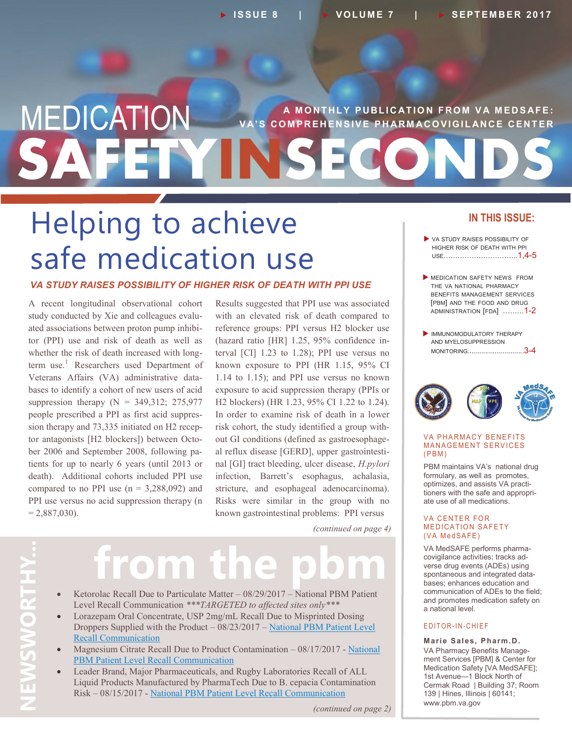# MEDICATION SAFETY IN SECONDS

A MONTHLY PUBLICATION FROM VA MEDSAFE: VA'S COMPREHENSIVE PHARMACOVIGILANCE CENTER

## Helping to achieve safe medication use

### *VA STUDY RAISES POSSIBILITY OF HIGHER RISK OF DEATH WITH PPI USE*

A recent longitudinal observational cohort study conducted by Xie and colleagues evaluated associations between proton pump inhibitor (PPI) use and risk of death as well as whether the risk of death increased with long-term use.[1] Researchers used Department of Veterans Affairs (VA) administrative databases to identify a cohort of new users of acid suppression therapy (N = 349,312; 275,977 people prescribed a PPI as first acid suppression therapy and 73,335 initiated on H2 receptor antagonists [H2 blockers]) between October 2006 and September 2008, following patients for up to nearly 6 years (until 2013 or death). Additional cohorts included PPI use compared to no PPI use (n = 3,288,092) and PPI use versus no acid suppression therapy (n = 2,887,030).

Results suggested that PPI use was associated with an elevated risk of death compared to reference groups: PPI versus H2 blocker use (hazard ratio [HR] 1.25, 95% confidence interval [CI] 1.23 to 1.28); PPI use versus no known exposure to PPI (HR 1.15, 95% CI 1.14 to 1.15); and PPI use versus no known exposure to acid suppression therapy (PPIs or H2 blockers) (HR 1.23, 95% CI 1.22 to 1.24). In order to examine risk of death in a lower risk cohort, the study identified a group without GI conditions (defined as gastroesophageal reflux disease [GERD], upper gastrointestinal [GI] tract bleeding, ulcer disease, *H.pylori* infection, Barrett's esophagus, achalasia, stricture, and esophageal adenocarcinoma). Risks were similar in the group with no known gastrointestinal problems: PPI versus

*(continued on page 4)*

## NEWSWORTHY... from the pbm

- Ketorolac Recall Due to Particulate Matter – 08/29/2017 – National PBM Patient Level Recall Communication ****TARGETED to affected sites only****
- Lorazepam Oral Concentrate, USP 2mg/mL Recall Due to Misprinted Dosing Droppers Supplied with the Product – 08/23/2017 – National PBM Patient Level Recall Communication
- Magnesium Citrate Recall Due to Product Contamination – 08/17/2017 - National PBM Patient Level Recall Communication
- Leader Brand, Major Pharmaceuticals, and Rugby Laboratories Recall of ALL Liquid Products Manufactured by PharmaTech Due to B. cepacia Contamination Risk – 08/15/2017 - National PBM Patient Level Recall Communication

*(continued on page 2)*

### IN THIS ISSUE:

- VA STUDY RAISES POSSIBILITY OF HIGHER RISK OF DEATH WITH PPI USE……………………………..1,4-5
- MEDICATION SAFETY NEWS FROM THE VA NATIONAL PHARMACY BENEFITS MANAGEMENT SERVICES [PBM] AND THE FOOD AND DRUG ADMINISTRATION [FDA] ………1-2
- IMMUNOMODULATORY THERAPY AND MYELOSUPPRESSION MONITORING……………………….3-4

#### VA PHARMACY BENEFITS MANAGEMENT SERVICES (PBM)

PBM maintains VA's national drug formulary, as well as promotes, optimizes, and assists VA practitioners with the safe and appropriate use of all medications.

#### VA CENTER FOR MEDICATION SAFETY (VA MedSAFE)

VA MedSAFE performs pharmacovigilance activities; tracks adverse drug events (ADEs) using spontaneous and integrated databases; enhances education and communication of ADEs to the field; and promotes medication safety on a national level.

#### EDITOR-IN-CHIEF

**Marie Sales, Pharm.D.**
VA Pharmacy Benefits Management Services [PBM] & Center for Medication Safety [VA MedSAFE]; 1st Avenue—1 Block North of Cermak Road | Building 37; Room 139 | Hines, Illinois | 60141; www.pbm.va.gov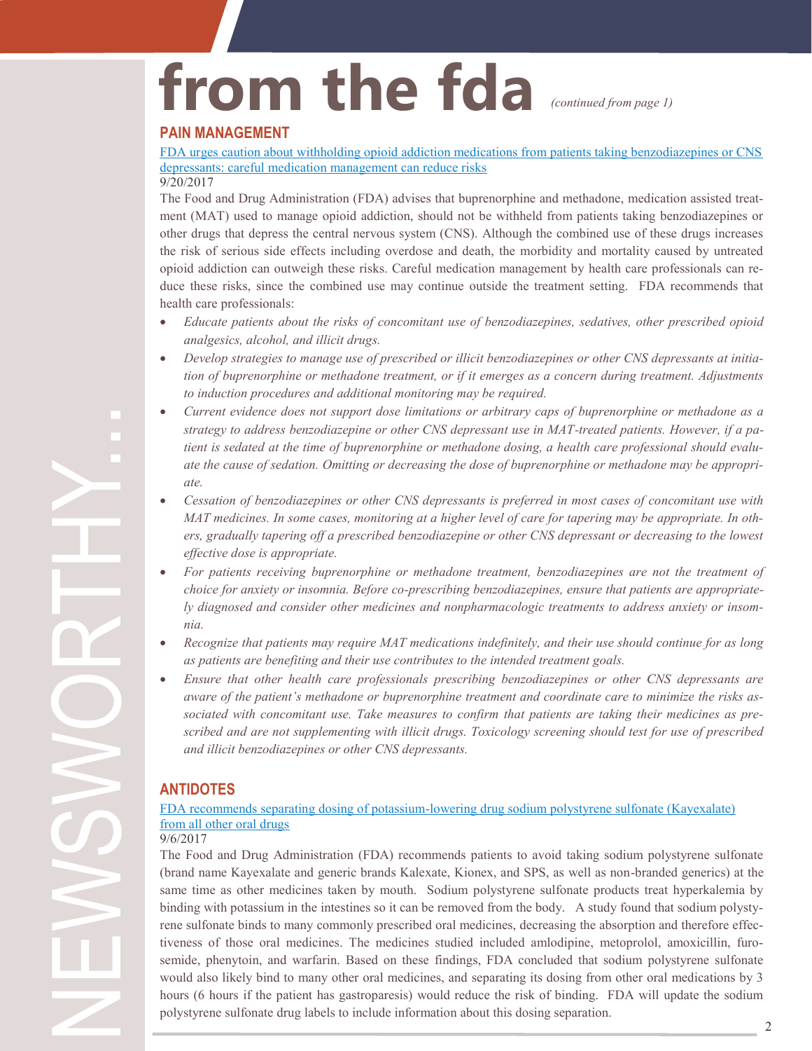# from the fda *(continued from page 1)*

## PAIN MANAGEMENT

[FDA urges caution about withholding opioid addiction medications from patients taking benzodiazepines or CNS depressants: careful medication management can reduce risks]()

9/20/2017

The Food and Drug Administration (FDA) advises that buprenorphine and methadone, medication assisted treatment (MAT) used to manage opioid addiction, should not be withheld from patients taking benzodiazepines or other drugs that depress the central nervous system (CNS). Although the combined use of these drugs increases the risk of serious side effects including overdose and death, the morbidity and mortality caused by untreated opioid addiction can outweigh these risks. Careful medication management by health care professionals can reduce these risks, since the combined use may continue outside the treatment setting. FDA recommends that health care professionals:

- *Educate patients about the risks of concomitant use of benzodiazepines, sedatives, other prescribed opioid analgesics, alcohol, and illicit drugs.*
- *Develop strategies to manage use of prescribed or illicit benzodiazepines or other CNS depressants at initiation of buprenorphine or methadone treatment, or if it emerges as a concern during treatment. Adjustments to induction procedures and additional monitoring may be required.*
- *Current evidence does not support dose limitations or arbitrary caps of buprenorphine or methadone as a strategy to address benzodiazepine or other CNS depressant use in MAT-treated patients. However, if a patient is sedated at the time of buprenorphine or methadone dosing, a health care professional should evaluate the cause of sedation. Omitting or decreasing the dose of buprenorphine or methadone may be appropriate.*
- *Cessation of benzodiazepines or other CNS depressants is preferred in most cases of concomitant use with MAT medicines. In some cases, monitoring at a higher level of care for tapering may be appropriate. In others, gradually tapering off a prescribed benzodiazepine or other CNS depressant or decreasing to the lowest effective dose is appropriate.*
- *For patients receiving buprenorphine or methadone treatment, benzodiazepines are not the treatment of choice for anxiety or insomnia. Before co-prescribing benzodiazepines, ensure that patients are appropriately diagnosed and consider other medicines and nonpharmacologic treatments to address anxiety or insomnia.*
- *Recognize that patients may require MAT medications indefinitely, and their use should continue for as long as patients are benefiting and their use contributes to the intended treatment goals.*
- *Ensure that other health care professionals prescribing benzodiazepines or other CNS depressants are aware of the patient's methadone or buprenorphine treatment and coordinate care to minimize the risks associated with concomitant use. Take measures to confirm that patients are taking their medicines as prescribed and are not supplementing with illicit drugs. Toxicology screening should test for use of prescribed and illicit benzodiazepines or other CNS depressants.*

## ANTIDOTES

[FDA recommends separating dosing of potassium-lowering drug sodium polystyrene sulfonate (Kayexalate) from all other oral drugs]()

9/6/2017

The Food and Drug Administration (FDA) recommends patients to avoid taking sodium polystyrene sulfonate (brand name Kayexalate and generic brands Kalexate, Kionex, and SPS, as well as non-branded generics) at the same time as other medicines taken by mouth. Sodium polystyrene sulfonate products treat hyperkalemia by binding with potassium in the intestines so it can be removed from the body. A study found that sodium polystyrene sulfonate binds to many commonly prescribed oral medicines, decreasing the absorption and therefore effectiveness of those oral medicines. The medicines studied included amlodipine, metoprolol, amoxicillin, furosemide, phenytoin, and warfarin. Based on these findings, FDA concluded that sodium polystyrene sulfonate would also likely bind to many other oral medicines, and separating its dosing from other oral medications by 3 hours (6 hours if the patient has gastroparesis) would reduce the risk of binding. FDA will update the sodium polystyrene sulfonate drug labels to include information about this dosing separation.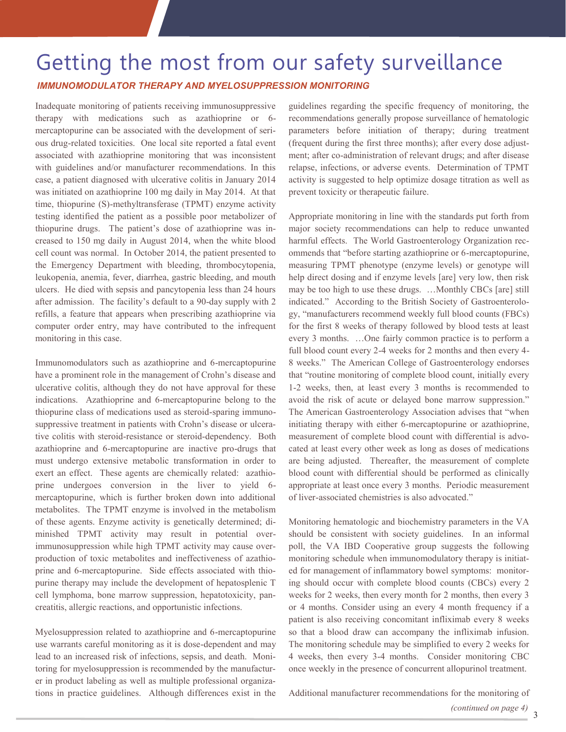# Getting the most from our safety surveillance

***IMMUNOMODULATOR THERAPY AND MYELOSUPPRESSION MONITORING***

Inadequate monitoring of patients receiving immunosuppressive therapy with medications such as azathioprine or 6-mercaptopurine can be associated with the development of serious drug-related toxicities. One local site reported a fatal event associated with azathioprine monitoring that was inconsistent with guidelines and/or manufacturer recommendations. In this case, a patient diagnosed with ulcerative colitis in January 2014 was initiated on azathioprine 100 mg daily in May 2014. At that time, thiopurine (S)-methyltransferase (TPMT) enzyme activity testing identified the patient as a possible poor metabolizer of thiopurine drugs. The patient's dose of azathioprine was increased to 150 mg daily in August 2014, when the white blood cell count was normal. In October 2014, the patient presented to the Emergency Department with bleeding, thrombocytopenia, leukopenia, anemia, fever, diarrhea, gastric bleeding, and mouth ulcers. He died with sepsis and pancytopenia less than 24 hours after admission. The facility's default to a 90-day supply with 2 refills, a feature that appears when prescribing azathioprine via computer order entry, may have contributed to the infrequent monitoring in this case.

Immunomodulators such as azathioprine and 6-mercaptopurine have a prominent role in the management of Crohn's disease and ulcerative colitis, although they do not have approval for these indications. Azathioprine and 6-mercaptopurine belong to the thiopurine class of medications used as steroid-sparing immunosuppressive treatment in patients with Crohn's disease or ulcerative colitis with steroid-resistance or steroid-dependency. Both azathioprine and 6-mercaptopurine are inactive pro-drugs that must undergo extensive metabolic transformation in order to exert an effect. These agents are chemically related: azathioprine undergoes conversion in the liver to yield 6-mercaptopurine, which is further broken down into additional metabolites. The TPMT enzyme is involved in the metabolism of these agents. Enzyme activity is genetically determined; diminished TPMT activity may result in potential over-immunosuppression while high TPMT activity may cause over-production of toxic metabolites and ineffectiveness of azathioprine and 6-mercaptopurine. Side effects associated with thiopurine therapy may include the development of hepatosplenic T cell lymphoma, bone marrow suppression, hepatotoxicity, pancreatitis, allergic reactions, and opportunistic infections.

Myelosuppression related to azathioprine and 6-mercaptopurine use warrants careful monitoring as it is dose-dependent and may lead to an increased risk of infections, sepsis, and death. Monitoring for myelosuppression is recommended by the manufacturer in product labeling as well as multiple professional organizations in practice guidelines. Although differences exist in the guidelines regarding the specific frequency of monitoring, the recommendations generally propose surveillance of hematologic parameters before initiation of therapy; during treatment (frequent during the first three months); after every dose adjustment; after co-administration of relevant drugs; and after disease relapse, infections, or adverse events. Determination of TPMT activity is suggested to help optimize dosage titration as well as prevent toxicity or therapeutic failure.

Appropriate monitoring in line with the standards put forth from major society recommendations can help to reduce unwanted harmful effects. The World Gastroenterology Organization recommends that "before starting azathioprine or 6-mercaptopurine, measuring TPMT phenotype (enzyme levels) or genotype will help direct dosing and if enzyme levels [are] very low, then risk may be too high to use these drugs. …Monthly CBCs [are] still indicated." According to the British Society of Gastroenterology, "manufacturers recommend weekly full blood counts (FBCs) for the first 8 weeks of therapy followed by blood tests at least every 3 months. …One fairly common practice is to perform a full blood count every 2-4 weeks for 2 months and then every 4-8 weeks." The American College of Gastroenterology endorses that "routine monitoring of complete blood count, initially every 1-2 weeks, then, at least every 3 months is recommended to avoid the risk of acute or delayed bone marrow suppression." The American Gastroenterology Association advises that "when initiating therapy with either 6-mercaptopurine or azathioprine, measurement of complete blood count with differential is advocated at least every other week as long as doses of medications are being adjusted. Thereafter, the measurement of complete blood count with differential should be performed as clinically appropriate at least once every 3 months. Periodic measurement of liver-associated chemistries is also advocated."

Monitoring hematologic and biochemistry parameters in the VA should be consistent with society guidelines. In an informal poll, the VA IBD Cooperative group suggests the following monitoring schedule when immunomodulatory therapy is initiated for management of inflammatory bowel symptoms: monitoring should occur with complete blood counts (CBCs) every 2 weeks for 2 weeks, then every month for 2 months, then every 3 or 4 months. Consider using an every 4 month frequency if a patient is also receiving concomitant infliximab every 8 weeks so that a blood draw can accompany the infliximab infusion. The monitoring schedule may be simplified to every 2 weeks for 4 weeks, then every 3-4 months. Consider monitoring CBC once weekly in the presence of concurrent allopurinol treatment.

Additional manufacturer recommendations for the monitoring of

*(continued on page 4)*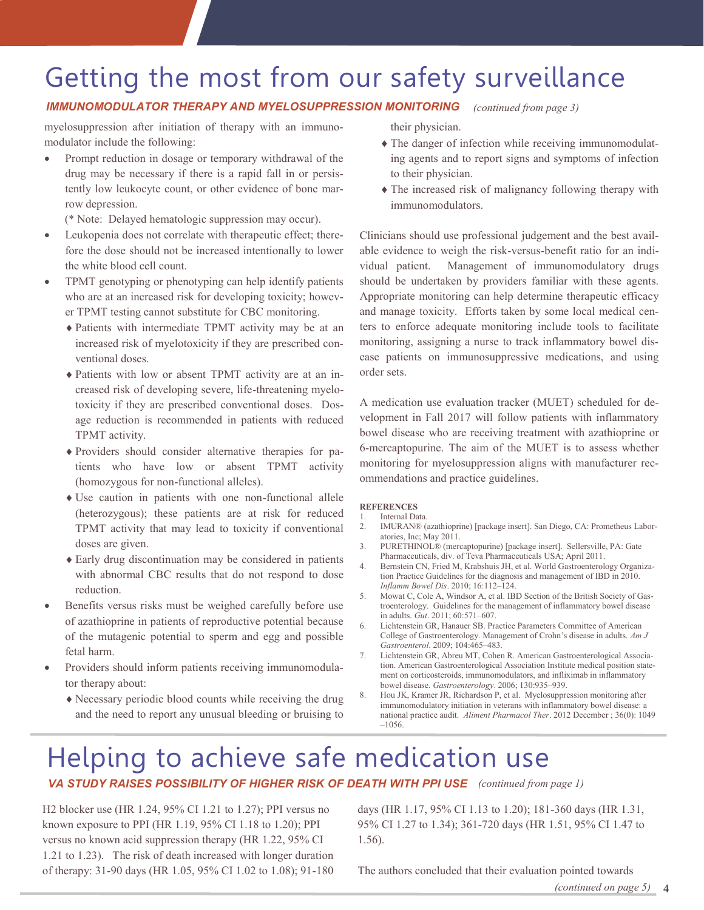# Getting the most from our safety surveillance

***IMMUNOMODULATOR THERAPY AND MYELOSUPPRESSION MONITORING*** *(continued from page 3)*

myelosuppression after initiation of therapy with an immunomodulator include the following:

- Prompt reduction in dosage or temporary withdrawal of the drug may be necessary if there is a rapid fall in or persistently low leukocyte count, or other evidence of bone marrow depression.
  (* Note: Delayed hematologic suppression may occur).
- Leukopenia does not correlate with therapeutic effect; therefore the dose should not be increased intentionally to lower the white blood cell count.
- TPMT genotyping or phenotyping can help identify patients who are at an increased risk for developing toxicity; however TPMT testing cannot substitute for CBC monitoring.
  - Patients with intermediate TPMT activity may be at an increased risk of myelotoxicity if they are prescribed conventional doses.
  - Patients with low or absent TPMT activity are at an increased risk of developing severe, life-threatening myelotoxicity if they are prescribed conventional doses. Dosage reduction is recommended in patients with reduced TPMT activity.
  - Providers should consider alternative therapies for patients who have low or absent TPMT activity (homozygous for non-functional alleles).
  - Use caution in patients with one non-functional allele (heterozygous); these patients are at risk for reduced TPMT activity that may lead to toxicity if conventional doses are given.
  - Early drug discontinuation may be considered in patients with abnormal CBC results that do not respond to dose reduction.
- Benefits versus risks must be weighed carefully before use of azathioprine in patients of reproductive potential because of the mutagenic potential to sperm and egg and possible fetal harm.
- Providers should inform patients receiving immunomodulator therapy about:
  - Necessary periodic blood counts while receiving the drug and the need to report any unusual bleeding or bruising to their physician.
  - The danger of infection while receiving immunomodulating agents and to report signs and symptoms of infection to their physician.
  - The increased risk of malignancy following therapy with immunomodulators.

Clinicians should use professional judgement and the best available evidence to weigh the risk-versus-benefit ratio for an individual patient. Management of immunomodulatory drugs should be undertaken by providers familiar with these agents. Appropriate monitoring can help determine therapeutic efficacy and manage toxicity. Efforts taken by some local medical centers to enforce adequate monitoring include tools to facilitate monitoring, assigning a nurse to track inflammatory bowel disease patients on immunosuppressive medications, and using order sets.

A medication use evaluation tracker (MUET) scheduled for development in Fall 2017 will follow patients with inflammatory bowel disease who are receiving treatment with azathioprine or 6-mercaptopurine. The aim of the MUET is to assess whether monitoring for myelosuppression aligns with manufacturer recommendations and practice guidelines.

**REFERENCES**

1. Internal Data.
2. IMURAN® (azathioprine) [package insert]. San Diego, CA: Prometheus Laboratories, Inc; May 2011.
3. PURETHINOL® (mercaptopurine) [package insert]. Sellersville, PA: Gate Pharmaceuticals, div. of Teva Pharmaceuticals USA; April 2011.
4. Bernstein CN, Fried M, Krabshuis JH, et al. World Gastroenterology Organization Practice Guidelines for the diagnosis and management of IBD in 2010. *Inflamm Bowel Dis*. 2010; 16:112–124.
5. Mowat C, Cole A, Windsor A, et al. IBD Section of the British Society of Gastroenterology. Guidelines for the management of inflammatory bowel disease in adults. *Gut*. 2011; 60:571–607.
6. Lichtenstein GR, Hanauer SB. Practice Parameters Committee of American College of Gastroenterology. Management of Crohn's disease in adults. *Am J Gastroenterol*. 2009; 104:465–483.
7. Lichtenstein GR, Abreu MT, Cohen R. American Gastroenterological Association. American Gastroenterological Association Institute medical position statement on corticosteroids, immunomodulators, and infliximab in inflammatory bowel disease. *Gastroenterology*. 2006; 130:935–939.
8. Hou JK, Kramer JR, Richardson P, et al. Myelosuppression monitoring after immunomodulatory initiation in veterans with inflammatory bowel disease: a national practice audit. *Aliment Pharmacol Ther*. 2012 December ; 36(0): 1049–1056.

# Helping to achieve safe medication use

***VA STUDY RAISES POSSIBILITY OF HIGHER RISK OF DEATH WITH PPI USE*** *(continued from page 1)*

H2 blocker use (HR 1.24, 95% CI 1.21 to 1.27); PPI versus no known exposure to PPI (HR 1.19, 95% CI 1.18 to 1.20); PPI versus no known acid suppression therapy (HR 1.22, 95% CI 1.21 to 1.23). The risk of death increased with longer duration of therapy: 31-90 days (HR 1.05, 95% CI 1.02 to 1.08); 91-180 days (HR 1.17, 95% CI 1.13 to 1.20); 181-360 days (HR 1.31, 95% CI 1.27 to 1.34); 361-720 days (HR 1.51, 95% CI 1.47 to 1.56).

The authors concluded that their evaluation pointed towards

*(continued on page 5)*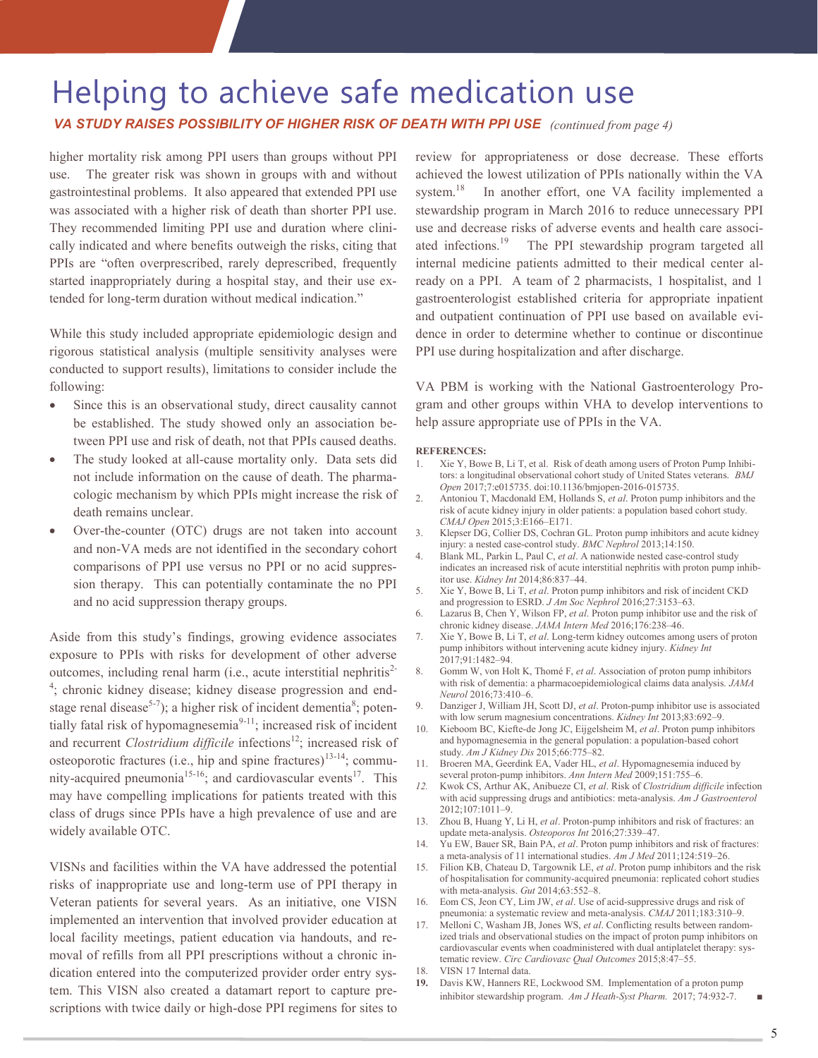# Helping to achieve safe medication use

***VA STUDY RAISES POSSIBILITY OF HIGHER RISK OF DEATH WITH PPI USE*** *(continued from page 4)*

higher mortality risk among PPI users than groups without PPI use. The greater risk was shown in groups with and without gastrointestinal problems. It also appeared that extended PPI use was associated with a higher risk of death than shorter PPI use. They recommended limiting PPI use and duration where clinically indicated and where benefits outweigh the risks, citing that PPIs are "often overprescribed, rarely deprescribed, frequently started inappropriately during a hospital stay, and their use extended for long-term duration without medical indication."

While this study included appropriate epidemiologic design and rigorous statistical analysis (multiple sensitivity analyses were conducted to support results), limitations to consider include the following:

- Since this is an observational study, direct causality cannot be established. The study showed only an association between PPI use and risk of death, not that PPIs caused deaths.
- The study looked at all-cause mortality only. Data sets did not include information on the cause of death. The pharmacologic mechanism by which PPIs might increase the risk of death remains unclear.
- Over-the-counter (OTC) drugs are not taken into account and non-VA meds are not identified in the secondary cohort comparisons of PPI use versus no PPI or no acid suppression therapy. This can potentially contaminate the no PPI and no acid suppression therapy groups.

Aside from this study's findings, growing evidence associates exposure to PPIs with risks for development of other adverse outcomes, including renal harm (i.e., acute interstitial nephritis[2-4]; chronic kidney disease; kidney disease progression and end-stage renal disease[5-7]); a higher risk of incident dementia[8]; potentially fatal risk of hypomagnesemia[9-11]; increased risk of incident and recurrent *Clostridium difficile* infections[12]; increased risk of osteoporotic fractures (i.e., hip and spine fractures)[13-14]; community-acquired pneumonia[15-16]; and cardiovascular events[17]. This may have compelling implications for patients treated with this class of drugs since PPIs have a high prevalence of use and are widely available OTC.

VISNs and facilities within the VA have addressed the potential risks of inappropriate use and long-term use of PPI therapy in Veteran patients for several years. As an initiative, one VISN implemented an intervention that involved provider education at local facility meetings, patient education via handouts, and removal of refills from all PPI prescriptions without a chronic indication entered into the computerized provider order entry system. This VISN also created a datamart report to capture prescriptions with twice daily or high-dose PPI regimens for sites to review for appropriateness or dose decrease. These efforts achieved the lowest utilization of PPIs nationally within the VA system.[18] In another effort, one VA facility implemented a stewardship program in March 2016 to reduce unnecessary PPI use and decrease risks of adverse events and health care associated infections.[19] The PPI stewardship program targeted all internal medicine patients admitted to their medical center already on a PPI. A team of 2 pharmacists, 1 hospitalist, and 1 gastroenterologist established criteria for appropriate inpatient and outpatient continuation of PPI use based on available evidence in order to determine whether to continue or discontinue PPI use during hospitalization and after discharge.

VA PBM is working with the National Gastroenterology Program and other groups within VHA to develop interventions to help assure appropriate use of PPIs in the VA.

**REFERENCES:**

1. Xie Y, Bowe B, Li T, et al. Risk of death among users of Proton Pump Inhibitors: a longitudinal observational cohort study of United States veterans. *BMJ Open* 2017;7:e015735. doi:10.1136/bmjopen-2016-015735.
2. Antoniou T, Macdonald EM, Hollands S, *et al*. Proton pump inhibitors and the risk of acute kidney injury in older patients: a population based cohort study. *CMAJ Open* 2015;3:E166–E171.
3. Klepser DG, Collier DS, Cochran GL. Proton pump inhibitors and acute kidney injury: a nested case-control study. *BMC Nephrol* 2013;14:150.
4. Blank ML, Parkin L, Paul C, *et al*. A nationwide nested case-control study indicates an increased risk of acute interstitial nephritis with proton pump inhibitor use. *Kidney Int* 2014;86:837–44.
5. Xie Y, Bowe B, Li T, *et al*. Proton pump inhibitors and risk of incident CKD and progression to ESRD. *J Am Soc Nephrol* 2016;27:3153–63.
6. Lazarus B, Chen Y, Wilson FP, *et al*. Proton pump inhibitor use and the risk of chronic kidney disease. *JAMA Intern Med* 2016;176:238–46.
7. Xie Y, Bowe B, Li T, *et al*. Long-term kidney outcomes among users of proton pump inhibitors without intervening acute kidney injury. *Kidney Int* 2017;91:1482–94.
8. Gomm W, von Holt K, Thomé F, *et al*. Association of proton pump inhibitors with risk of dementia: a pharmacoepidemiological claims data analysis. *JAMA Neurol* 2016;73:410–6.
9. Danziger J, William JH, Scott DJ, *et al*. Proton-pump inhibitor use is associated with low serum magnesium concentrations. *Kidney Int* 2013;83:692–9.
10. Kieboom BC, Kiefte-de Jong JC, Eijgelsheim M, *et al*. Proton pump inhibitors and hypomagnesemia in the general population: a population-based cohort study. *Am J Kidney Dis* 2015;66:775–82.
11. Broeren MA, Geerdink EA, Vader HL, *et al*. Hypomagnesemia induced by several proton-pump inhibitors. *Ann Intern Med* 2009;151:755–6.
12. Kwok CS, Arthur AK, Anibueze CI, *et al*. Risk of *Clostridium difficile* infection with acid suppressing drugs and antibiotics: meta-analysis. *Am J Gastroenterol* 2012;107:1011–9.
13. Zhou B, Huang Y, Li H, *et al*. Proton-pump inhibitors and risk of fractures: an update meta-analysis. *Osteoporos Int* 2016;27:339–47.
14. Yu EW, Bauer SR, Bain PA, *et al*. Proton pump inhibitors and risk of fractures: a meta-analysis of 11 international studies. *Am J Med* 2011;124:519–26.
15. Filion KB, Chateau D, Targownik LE, *et al*. Proton pump inhibitors and the risk of hospitalisation for community-acquired pneumonia: replicated cohort studies with meta-analysis. *Gut* 2014;63:552–8.
16. Eom CS, Jeon CY, Lim JW, *et al*. Use of acid-suppressive drugs and risk of pneumonia: a systematic review and meta-analysis. *CMAJ* 2011;183:310–9.
17. Melloni C, Washam JB, Jones WS, *et al*. Conflicting results between randomized trials and observational studies on the impact of proton pump inhibitors on cardiovascular events when coadministered with dual antiplatelet therapy: systematic review. *Circ Cardiovasc Qual Outcomes* 2015;8:47–55.
18. VISN 17 Internal data.
19. Davis KW, Hanners RE, Lockwood SM. Implementation of a proton pump inhibitor stewardship program. *Am J Heath-Syst Pharm.* 2017; 74:932-7. ■